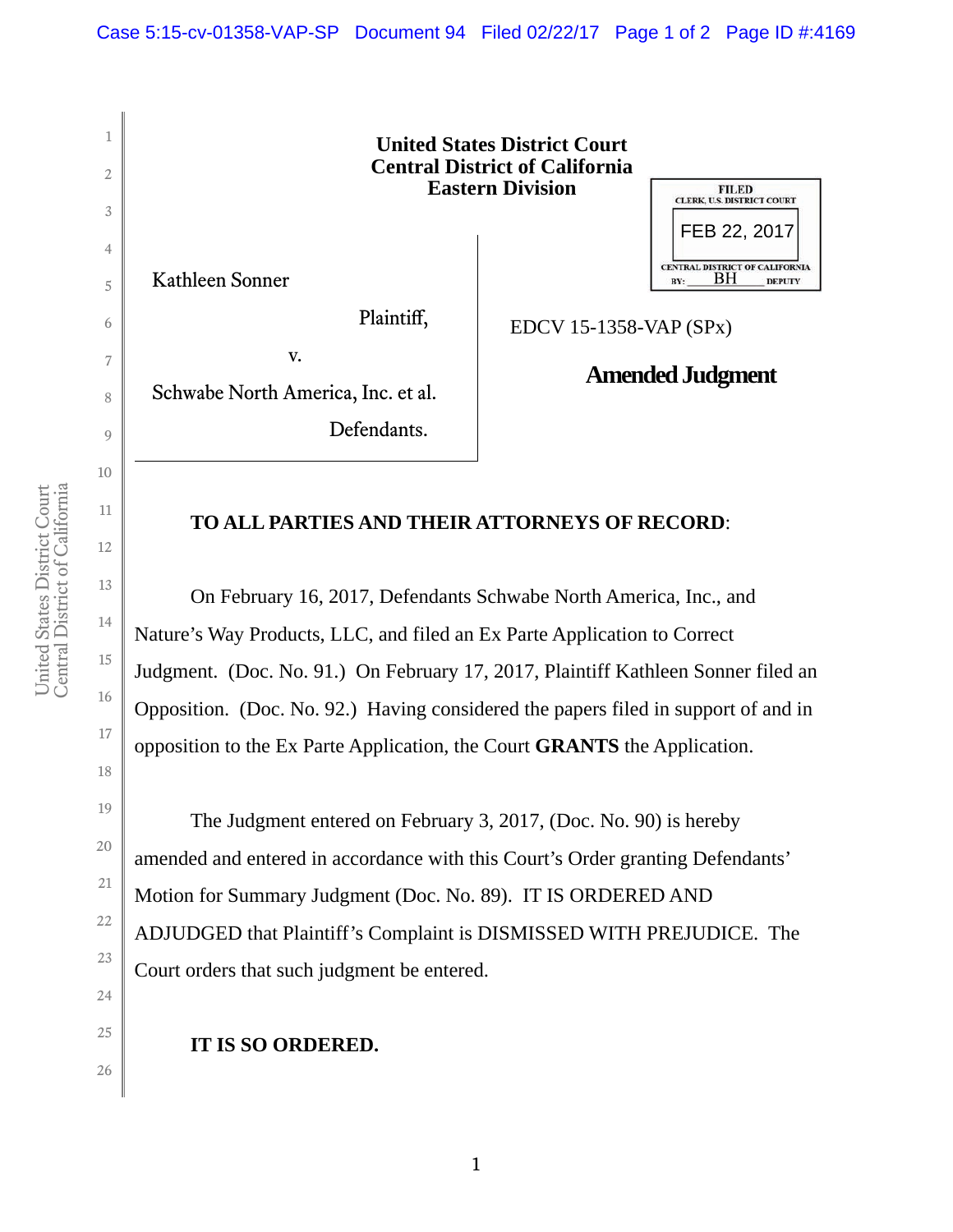**United States District Court**
**Central District of California**
**Eastern Division**

FILED
CLERK, U.S. DISTRICT COURT
FEB 22, 2017
CENTRAL DISTRICT OF CALIFORNIA
BY: BH DEPUTY

Kathleen Sonner

Plaintiff,

v.

Schwabe North America, Inc. et al.

Defendants.

EDCV 15-1358-VAP (SPx)

**Amended Judgment**

**TO ALL PARTIES AND THEIR ATTORNEYS OF RECORD**:

On February 16, 2017, Defendants Schwabe North America, Inc., and Nature's Way Products, LLC, and filed an Ex Parte Application to Correct Judgment. (Doc. No. 91.) On February 17, 2017, Plaintiff Kathleen Sonner filed an Opposition. (Doc. No. 92.) Having considered the papers filed in support of and in opposition to the Ex Parte Application, the Court **GRANTS** the Application.

The Judgment entered on February 3, 2017, (Doc. No. 90) is hereby amended and entered in accordance with this Court's Order granting Defendants' Motion for Summary Judgment (Doc. No. 89). IT IS ORDERED AND ADJUDGED that Plaintiff's Complaint is DISMISSED WITH PREJUDICE. The Court orders that such judgment be entered.

**IT IS SO ORDERED.**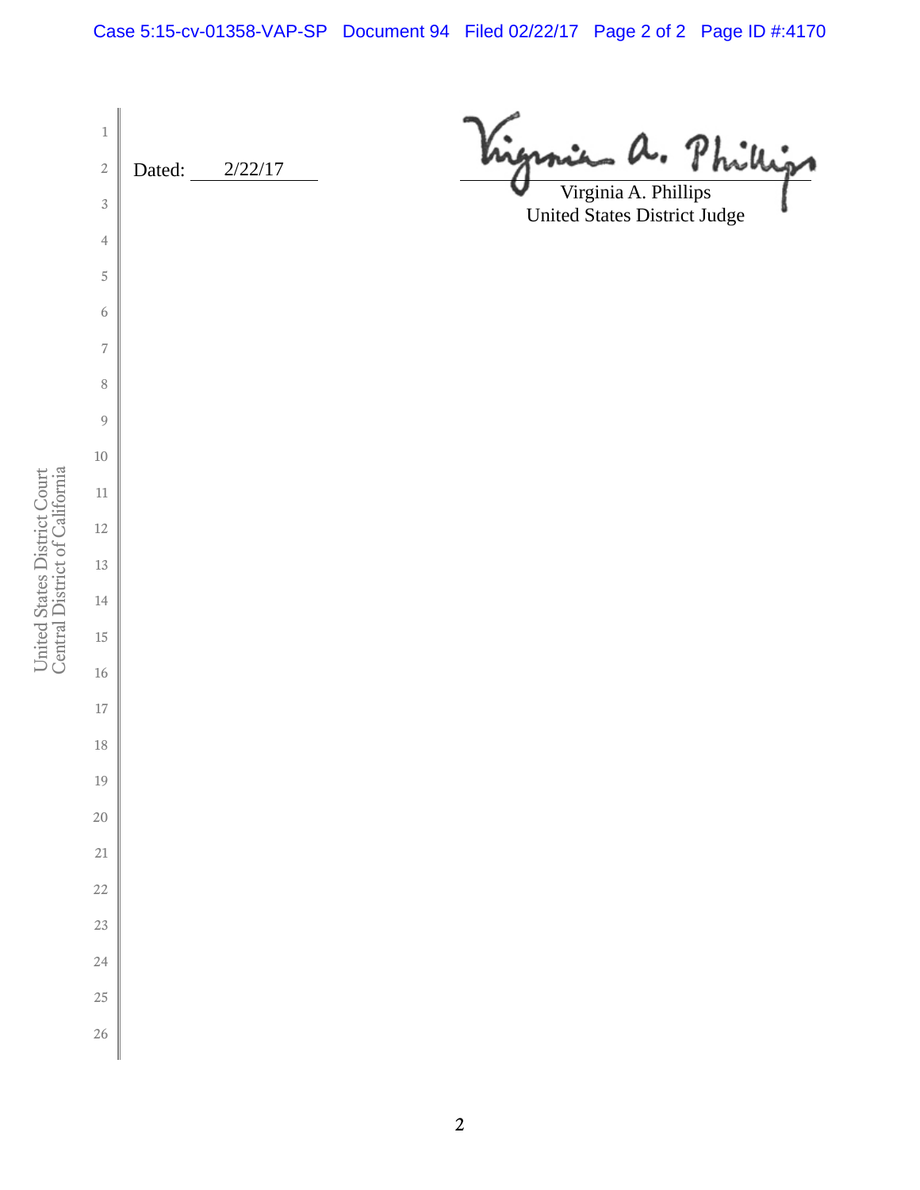Dated: 2/22/17

Virginia A. Phillips
United States District Judge